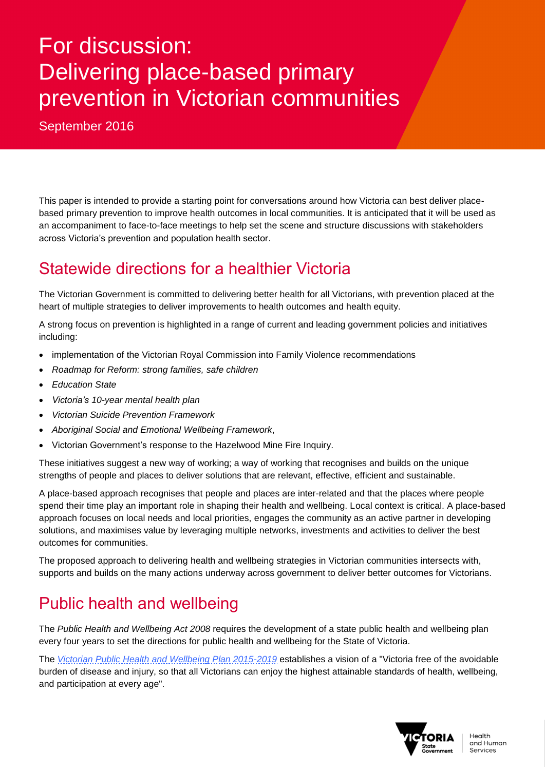# For discussion: Delivering place-based primary prevention in Victorian communities

September 2016

This paper is intended to provide a starting point for conversations around how Victoria can best deliver place-based primary prevention to improve health outcomes in local communities. It is anticipated that it will be used as an accompaniment to face-to-face meetings to help set the scene and structure discussions with stakeholders across Victoria's prevention and population health sector.

## Statewide directions for a healthier Victoria

The Victorian Government is committed to delivering better health for all Victorians, with prevention placed at the heart of multiple strategies to deliver improvements to health outcomes and health equity.

A strong focus on prevention is highlighted in a range of current and leading government policies and initiatives including:

- implementation of the Victorian Royal Commission into Family Violence recommendations
- *Roadmap for Reform: strong families, safe children*
- *Education State*
- *Victoria's 10-year mental health plan*
- *Victorian Suicide Prevention Framework*
- *Aboriginal Social and Emotional Wellbeing Framework*,
- Victorian Government's response to the Hazelwood Mine Fire Inquiry.

These initiatives suggest a new way of working; a way of working that recognises and builds on the unique strengths of people and places to deliver solutions that are relevant, effective, efficient and sustainable.

A place-based approach recognises that people and places are inter-related and that the places where people spend their time play an important role in shaping their health and wellbeing. Local context is critical. A place-based approach focuses on local needs and local priorities, engages the community as an active partner in developing solutions, and maximises value by leveraging multiple networks, investments and activities to deliver the best outcomes for communities.

The proposed approach to delivering health and wellbeing strategies in Victorian communities intersects with, supports and builds on the many actions underway across government to deliver better outcomes for Victorians.

## Public health and wellbeing

The *Public Health and Wellbeing Act 2008* requires the development of a state public health and wellbeing plan every four years to set the directions for public health and wellbeing for the State of Victoria.

The *Victorian Public Health and Wellbeing Plan 2015-2019* establishes a vision of a "Victoria free of the avoidable burden of disease and injury, so that all Victorians can enjoy the highest attainable standards of health, wellbeing, and participation at every age".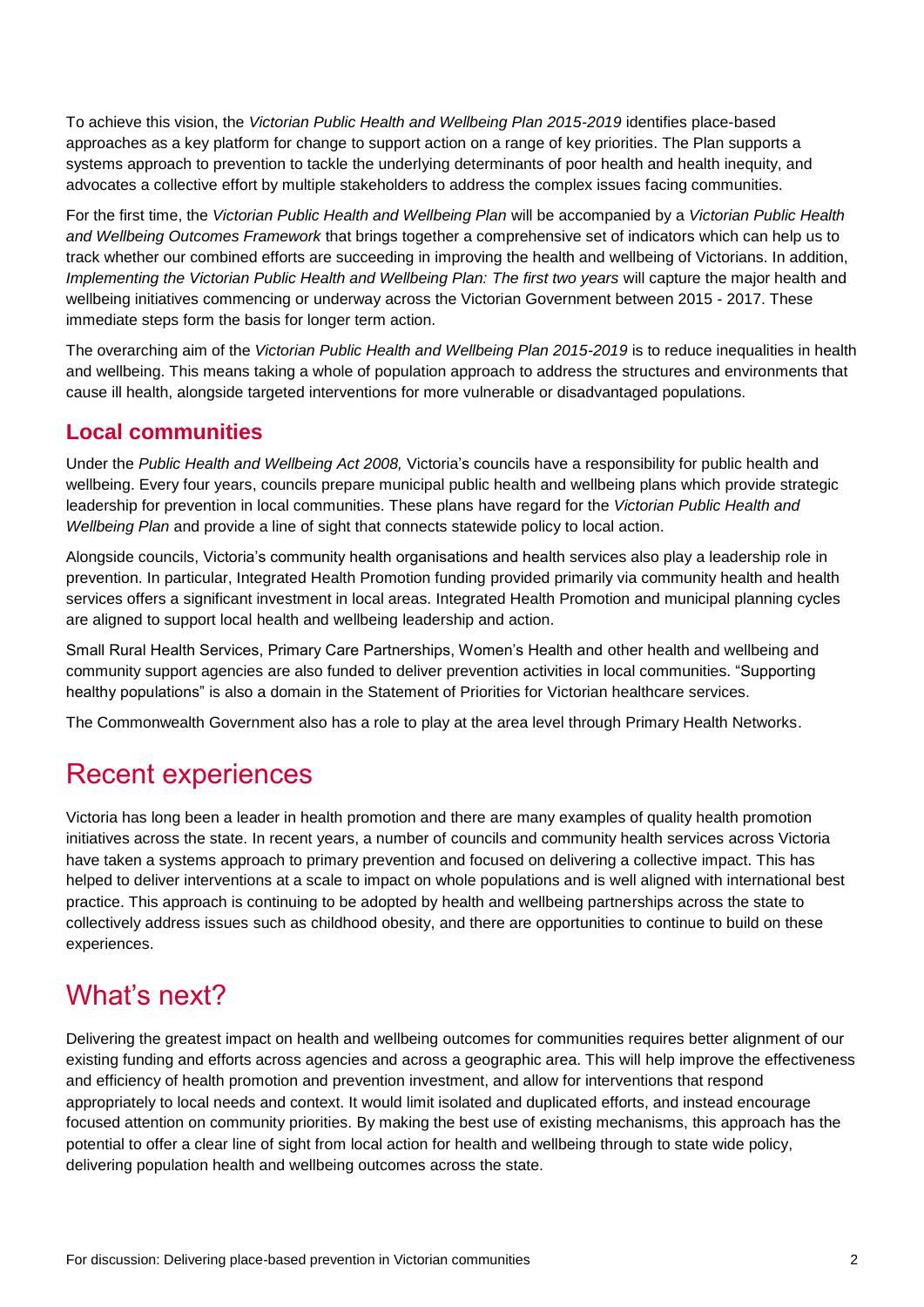To achieve this vision, the *Victorian Public Health and Wellbeing Plan 2015-2019* identifies place-based approaches as a key platform for change to support action on a range of key priorities. The Plan supports a systems approach to prevention to tackle the underlying determinants of poor health and health inequity, and advocates a collective effort by multiple stakeholders to address the complex issues facing communities.

For the first time, the *Victorian Public Health and Wellbeing Plan* will be accompanied by a *Victorian Public Health and Wellbeing Outcomes Framework* that brings together a comprehensive set of indicators which can help us to track whether our combined efforts are succeeding in improving the health and wellbeing of Victorians. In addition, *Implementing the Victorian Public Health and Wellbeing Plan: The first two years* will capture the major health and wellbeing initiatives commencing or underway across the Victorian Government between 2015 - 2017. These immediate steps form the basis for longer term action.

The overarching aim of the *Victorian Public Health and Wellbeing Plan 2015-2019* is to reduce inequalities in health and wellbeing. This means taking a whole of population approach to address the structures and environments that cause ill health, alongside targeted interventions for more vulnerable or disadvantaged populations.

### Local communities

Under the *Public Health and Wellbeing Act 2008,* Victoria's councils have a responsibility for public health and wellbeing. Every four years, councils prepare municipal public health and wellbeing plans which provide strategic leadership for prevention in local communities. These plans have regard for the *Victorian Public Health and Wellbeing Plan* and provide a line of sight that connects statewide policy to local action.

Alongside councils, Victoria's community health organisations and health services also play a leadership role in prevention. In particular, Integrated Health Promotion funding provided primarily via community health and health services offers a significant investment in local areas. Integrated Health Promotion and municipal planning cycles are aligned to support local health and wellbeing leadership and action.

Small Rural Health Services, Primary Care Partnerships, Women's Health and other health and wellbeing and community support agencies are also funded to deliver prevention activities in local communities. "Supporting healthy populations" is also a domain in the Statement of Priorities for Victorian healthcare services.

The Commonwealth Government also has a role to play at the area level through Primary Health Networks.

## Recent experiences

Victoria has long been a leader in health promotion and there are many examples of quality health promotion initiatives across the state. In recent years, a number of councils and community health services across Victoria have taken a systems approach to primary prevention and focused on delivering a collective impact. This has helped to deliver interventions at a scale to impact on whole populations and is well aligned with international best practice. This approach is continuing to be adopted by health and wellbeing partnerships across the state to collectively address issues such as childhood obesity, and there are opportunities to continue to build on these experiences.

## What's next?

Delivering the greatest impact on health and wellbeing outcomes for communities requires better alignment of our existing funding and efforts across agencies and across a geographic area. This will help improve the effectiveness and efficiency of health promotion and prevention investment, and allow for interventions that respond appropriately to local needs and context. It would limit isolated and duplicated efforts, and instead encourage focused attention on community priorities. By making the best use of existing mechanisms, this approach has the potential to offer a clear line of sight from local action for health and wellbeing through to state wide policy, delivering population health and wellbeing outcomes across the state.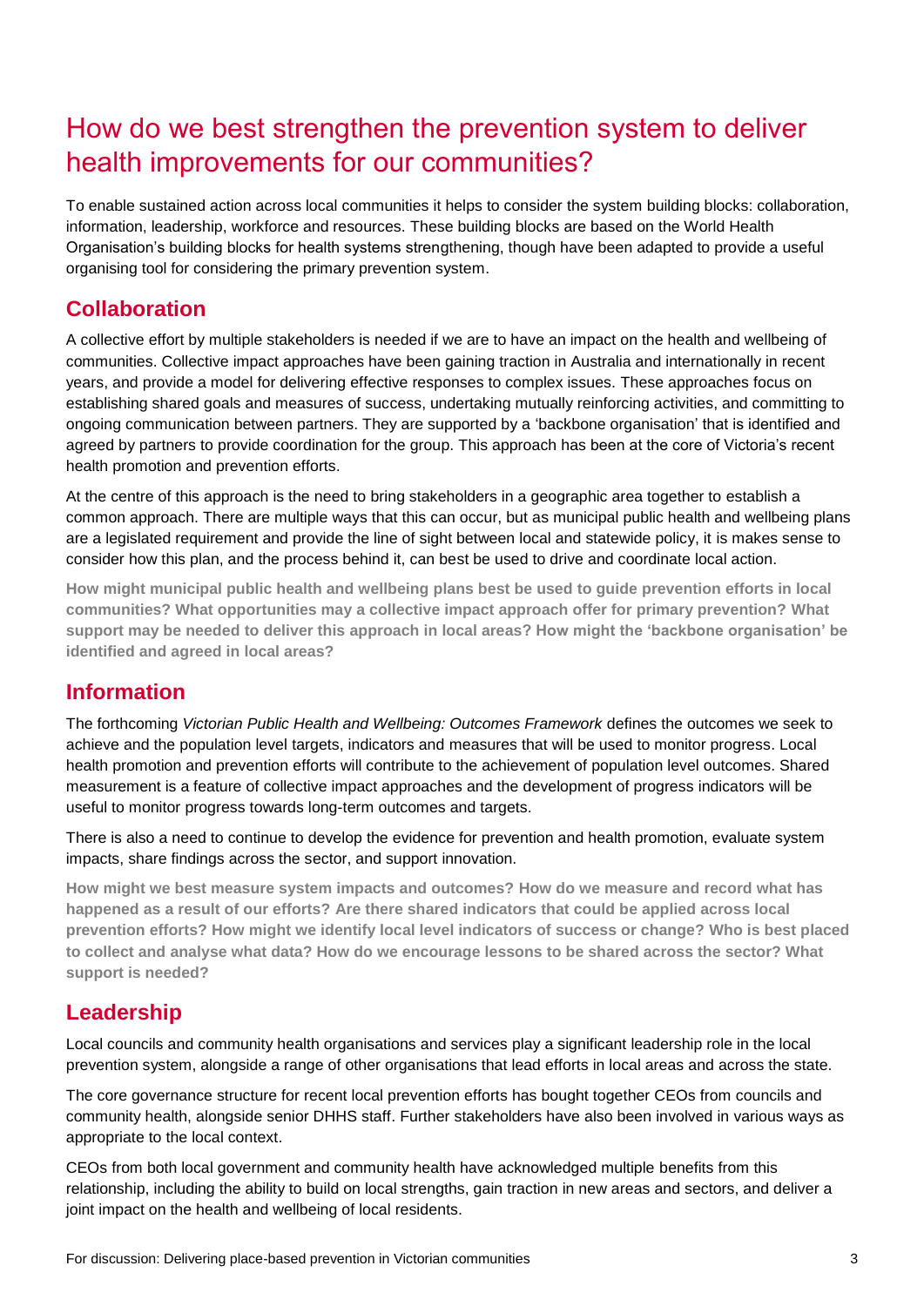# How do we best strengthen the prevention system to deliver health improvements for our communities?

To enable sustained action across local communities it helps to consider the system building blocks: collaboration, information, leadership, workforce and resources. These building blocks are based on the World Health Organisation's building blocks for health systems strengthening, though have been adapted to provide a useful organising tool for considering the primary prevention system.

## Collaboration

A collective effort by multiple stakeholders is needed if we are to have an impact on the health and wellbeing of communities. Collective impact approaches have been gaining traction in Australia and internationally in recent years, and provide a model for delivering effective responses to complex issues. These approaches focus on establishing shared goals and measures of success, undertaking mutually reinforcing activities, and committing to ongoing communication between partners. They are supported by a 'backbone organisation' that is identified and agreed by partners to provide coordination for the group. This approach has been at the core of Victoria's recent health promotion and prevention efforts.

At the centre of this approach is the need to bring stakeholders in a geographic area together to establish a common approach. There are multiple ways that this can occur, but as municipal public health and wellbeing plans are a legislated requirement and provide the line of sight between local and statewide policy, it is makes sense to consider how this plan, and the process behind it, can best be used to drive and coordinate local action.

**How might municipal public health and wellbeing plans best be used to guide prevention efforts in local communities? What opportunities may a collective impact approach offer for primary prevention? What support may be needed to deliver this approach in local areas? How might the 'backbone organisation' be identified and agreed in local areas?**

## Information

The forthcoming *Victorian Public Health and Wellbeing: Outcomes Framework* defines the outcomes we seek to achieve and the population level targets, indicators and measures that will be used to monitor progress. Local health promotion and prevention efforts will contribute to the achievement of population level outcomes. Shared measurement is a feature of collective impact approaches and the development of progress indicators will be useful to monitor progress towards long-term outcomes and targets.

There is also a need to continue to develop the evidence for prevention and health promotion, evaluate system impacts, share findings across the sector, and support innovation.

**How might we best measure system impacts and outcomes? How do we measure and record what has happened as a result of our efforts? Are there shared indicators that could be applied across local prevention efforts? How might we identify local level indicators of success or change? Who is best placed to collect and analyse what data? How do we encourage lessons to be shared across the sector? What support is needed?**

## Leadership

Local councils and community health organisations and services play a significant leadership role in the local prevention system, alongside a range of other organisations that lead efforts in local areas and across the state.

The core governance structure for recent local prevention efforts has bought together CEOs from councils and community health, alongside senior DHHS staff. Further stakeholders have also been involved in various ways as appropriate to the local context.

CEOs from both local government and community health have acknowledged multiple benefits from this relationship, including the ability to build on local strengths, gain traction in new areas and sectors, and deliver a joint impact on the health and wellbeing of local residents.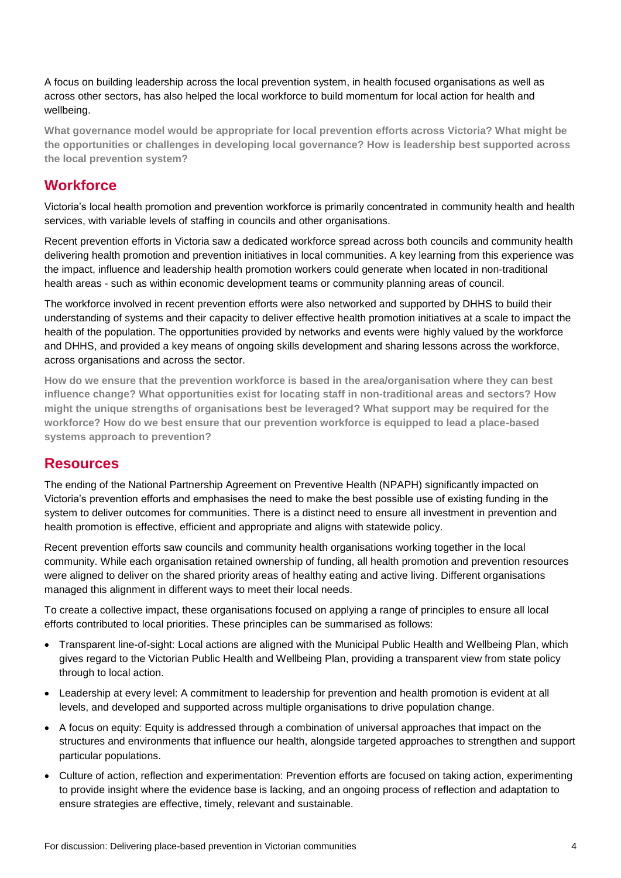A focus on building leadership across the local prevention system, in health focused organisations as well as across other sectors, has also helped the local workforce to build momentum for local action for health and wellbeing.

**What governance model would be appropriate for local prevention efforts across Victoria? What might be the opportunities or challenges in developing local governance? How is leadership best supported across the local prevention system?**

## Workforce

Victoria's local health promotion and prevention workforce is primarily concentrated in community health and health services, with variable levels of staffing in councils and other organisations.

Recent prevention efforts in Victoria saw a dedicated workforce spread across both councils and community health delivering health promotion and prevention initiatives in local communities. A key learning from this experience was the impact, influence and leadership health promotion workers could generate when located in non-traditional health areas - such as within economic development teams or community planning areas of council.

The workforce involved in recent prevention efforts were also networked and supported by DHHS to build their understanding of systems and their capacity to deliver effective health promotion initiatives at a scale to impact the health of the population. The opportunities provided by networks and events were highly valued by the workforce and DHHS, and provided a key means of ongoing skills development and sharing lessons across the workforce, across organisations and across the sector.

**How do we ensure that the prevention workforce is based in the area/organisation where they can best influence change? What opportunities exist for locating staff in non-traditional areas and sectors? How might the unique strengths of organisations best be leveraged? What support may be required for the workforce? How do we best ensure that our prevention workforce is equipped to lead a place-based systems approach to prevention?**

## Resources

The ending of the National Partnership Agreement on Preventive Health (NPAPH) significantly impacted on Victoria's prevention efforts and emphasises the need to make the best possible use of existing funding in the system to deliver outcomes for communities. There is a distinct need to ensure all investment in prevention and health promotion is effective, efficient and appropriate and aligns with statewide policy.

Recent prevention efforts saw councils and community health organisations working together in the local community. While each organisation retained ownership of funding, all health promotion and prevention resources were aligned to deliver on the shared priority areas of healthy eating and active living. Different organisations managed this alignment in different ways to meet their local needs.

To create a collective impact, these organisations focused on applying a range of principles to ensure all local efforts contributed to local priorities. These principles can be summarised as follows:

- Transparent line-of-sight: Local actions are aligned with the Municipal Public Health and Wellbeing Plan, which gives regard to the Victorian Public Health and Wellbeing Plan, providing a transparent view from state policy through to local action.
- Leadership at every level: A commitment to leadership for prevention and health promotion is evident at all levels, and developed and supported across multiple organisations to drive population change.
- A focus on equity: Equity is addressed through a combination of universal approaches that impact on the structures and environments that influence our health, alongside targeted approaches to strengthen and support particular populations.
- Culture of action, reflection and experimentation: Prevention efforts are focused on taking action, experimenting to provide insight where the evidence base is lacking, and an ongoing process of reflection and adaptation to ensure strategies are effective, timely, relevant and sustainable.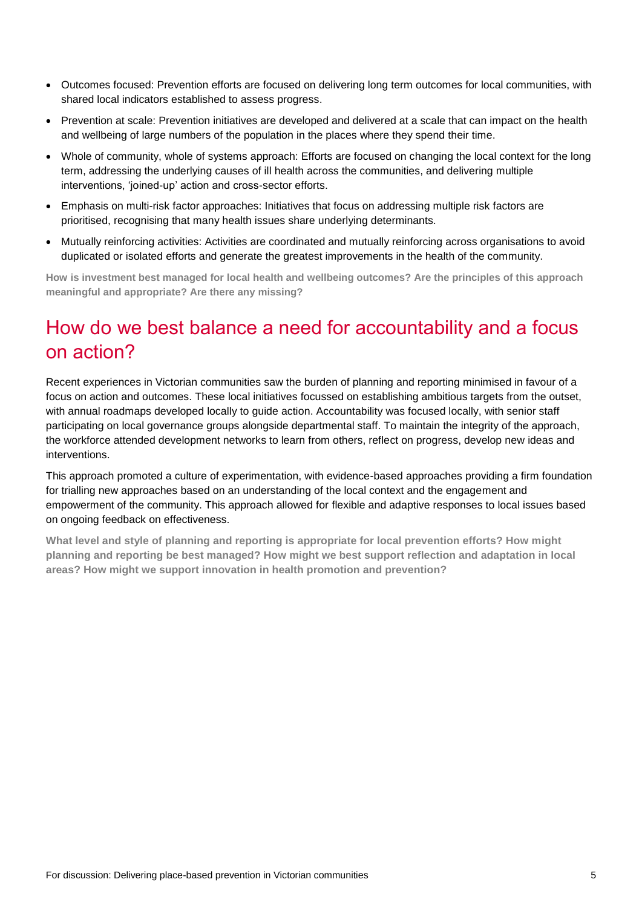- Outcomes focused: Prevention efforts are focused on delivering long term outcomes for local communities, with shared local indicators established to assess progress.
- Prevention at scale: Prevention initiatives are developed and delivered at a scale that can impact on the health and wellbeing of large numbers of the population in the places where they spend their time.
- Whole of community, whole of systems approach: Efforts are focused on changing the local context for the long term, addressing the underlying causes of ill health across the communities, and delivering multiple interventions, 'joined-up' action and cross-sector efforts.
- Emphasis on multi-risk factor approaches: Initiatives that focus on addressing multiple risk factors are prioritised, recognising that many health issues share underlying determinants.
- Mutually reinforcing activities: Activities are coordinated and mutually reinforcing across organisations to avoid duplicated or isolated efforts and generate the greatest improvements in the health of the community.

**How is investment best managed for local health and wellbeing outcomes? Are the principles of this approach meaningful and appropriate? Are there any missing?**

## How do we best balance a need for accountability and a focus on action?

Recent experiences in Victorian communities saw the burden of planning and reporting minimised in favour of a focus on action and outcomes. These local initiatives focussed on establishing ambitious targets from the outset, with annual roadmaps developed locally to guide action. Accountability was focused locally, with senior staff participating on local governance groups alongside departmental staff. To maintain the integrity of the approach, the workforce attended development networks to learn from others, reflect on progress, develop new ideas and interventions.

This approach promoted a culture of experimentation, with evidence-based approaches providing a firm foundation for trialling new approaches based on an understanding of the local context and the engagement and empowerment of the community. This approach allowed for flexible and adaptive responses to local issues based on ongoing feedback on effectiveness.

**What level and style of planning and reporting is appropriate for local prevention efforts? How might planning and reporting be best managed? How might we best support reflection and adaptation in local areas? How might we support innovation in health promotion and prevention?**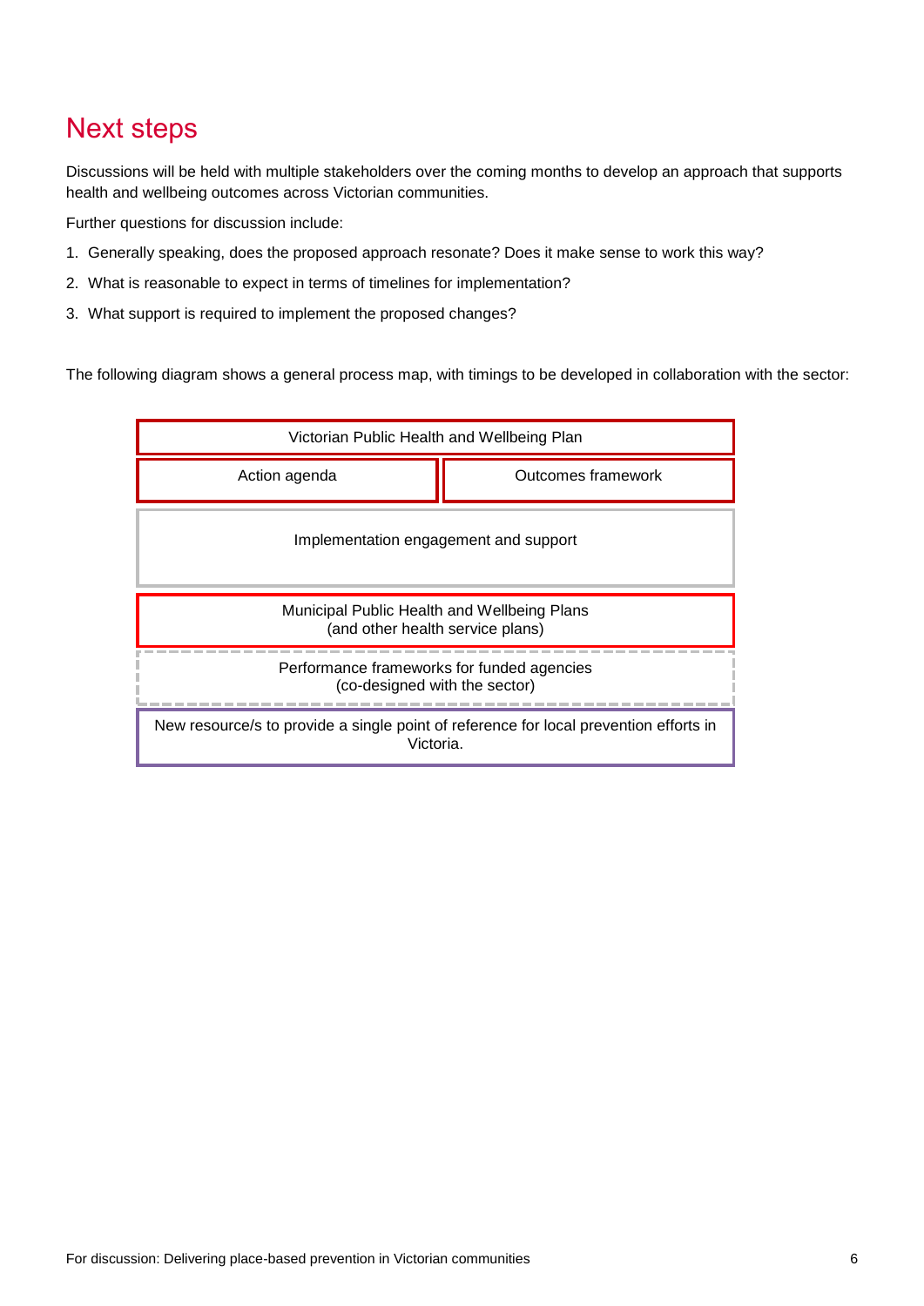# Next steps

Discussions will be held with multiple stakeholders over the coming months to develop an approach that supports health and wellbeing outcomes across Victorian communities.

Further questions for discussion include:

1. Generally speaking, does the proposed approach resonate? Does it make sense to work this way?
2. What is reasonable to expect in terms of timelines for implementation?
3. What support is required to implement the proposed changes?

The following diagram shows a general process map, with timings to be developed in collaboration with the sector:

Victorian Public Health and Wellbeing Plan

Action agenda

Outcomes framework

Implementation engagement and support

Municipal Public Health and Wellbeing Plans
(and other health service plans)

Performance frameworks for funded agencies
(co-designed with the sector)

New resource/s to provide a single point of reference for local prevention efforts in Victoria.